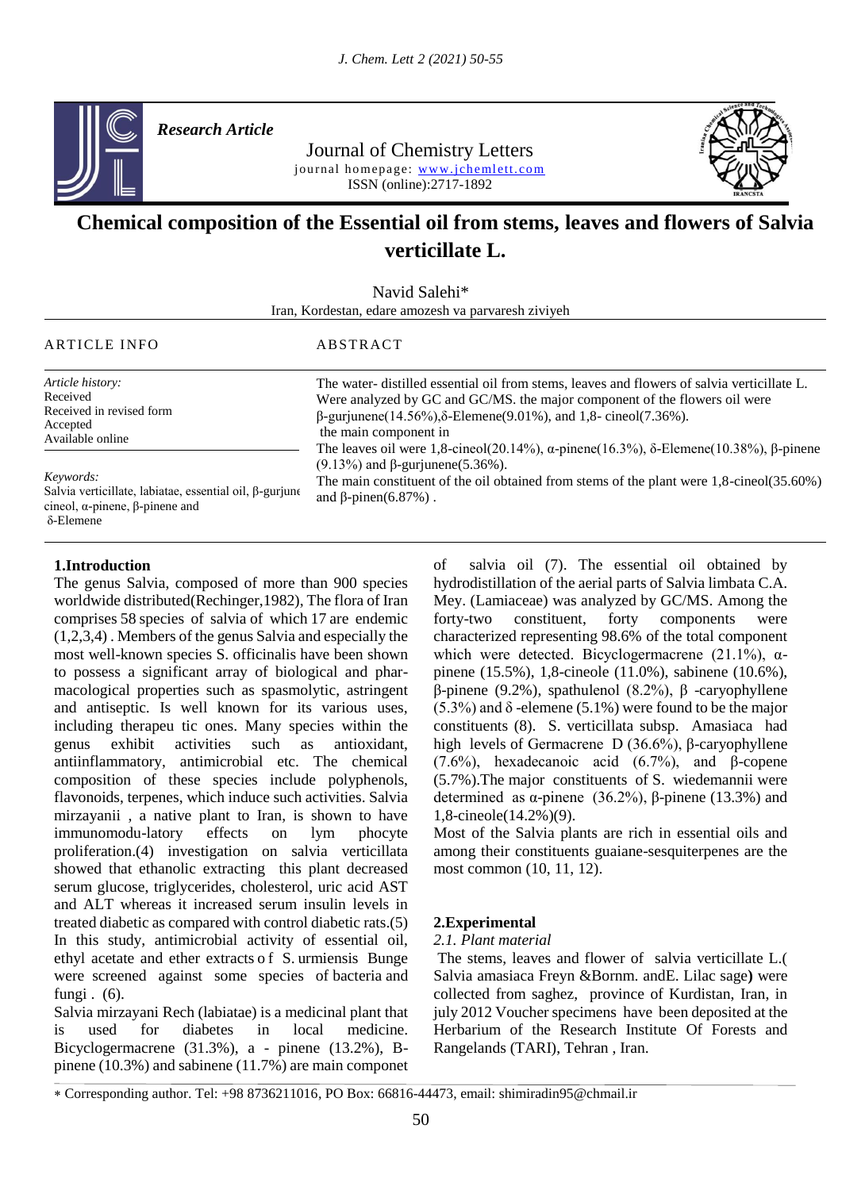*Research Article*

Journal of Chemistry Letters

journal homepage: www.jchemlett.com

ISSN (online):2717-1892

# Chemical composition of the Essential oil from stems, leaves and flowers of Salvia verticillate L.

Navid Salehi*

Iran, Kordestan, edare amozesh va parvaresh ziviyeh

ARTICLE INFO

*Article history:*
Received
Received in revised form
Accepted
Available online

*Keywords:*
Salvia verticillate, labiatae, essential oil, β-gurjune cineol, α-pinene, β-pinene and δ-Elemene

ABSTRACT

The water- distilled essential oil from stems, leaves and flowers of salvia verticillate L. Were analyzed by GC and GC/MS. the major component of the flowers oil were β-gurjunene(14.56%),δ-Elemene(9.01%), and 1,8- cineol(7.36%).
the main component in
The leaves oil were 1,8-cineol(20.14%), α-pinene(16.3%), δ-Elemene(10.38%), β-pinene (9.13%) and β-gurjunene(5.36%).
The main constituent of the oil obtained from stems of the plant were 1,8-cineol(35.60%) and β-pinen(6.87%) .

## 1.Introduction

The genus Salvia, composed of more than 900 species worldwide distributed(Rechinger,1982), The flora of Iran comprises 58 species of salvia of which 17 are endemic (1,2,3,4) . Members of the genus Salvia and especially the most well-known species S. officinalis have been shown to possess a significant array of biological and pharmacological properties such as spasmolytic, astringent and antiseptic. Is well known for its various uses, including therapeu tic ones. Many species within the genus exhibit activities such as antioxidant, antiinflammatory, antimicrobial etc. The chemical composition of these species include polyphenols, flavonoids, terpenes, which induce such activities. Salvia mirzayanii , a native plant to Iran, is shown to have immunomodu-latory effects on lym phocyte proliferation.(4) investigation on salvia verticillata showed that ethanolic extracting this plant decreased serum glucose, triglycerides, cholesterol, uric acid AST and ALT whereas it increased serum insulin levels in treated diabetic as compared with control diabetic rats.(5) In this study, antimicrobial activity of essential oil, ethyl acetate and ether extracts o f S. urmiensis Bunge were screened against some species of bacteria and fungi . (6).

Salvia mirzayani Rech (labiatae) is a medicinal plant that is used for diabetes in local medicine. Bicyclogermacrene (31.3%), a - pinene (13.2%), B-pinene (10.3%) and sabinene (11.7%) are main componet of salvia oil (7). The essential oil obtained by hydrodistillation of the aerial parts of Salvia limbata C.A. Mey. (Lamiaceae) was analyzed by GC/MS. Among the forty-two constituent, forty components were characterized representing 98.6% of the total component which were detected. Bicyclogermacrene (21.1%), α-pinene (15.5%), 1,8-cineole (11.0%), sabinene (10.6%), β-pinene (9.2%), spathulenol (8.2%), β -caryophyllene (5.3%) and δ -elemene (5.1%) were found to be the major constituents (8). S. verticillata subsp. Amasiaca had high levels of Germacrene D (36.6%), β-caryophyllene (7.6%), hexadecanoic acid (6.7%), and β-copene (5.7%).The major constituents of S. wiedemannii were determined as α-pinene (36.2%), β-pinene (13.3%) and 1,8-cineole(14.2%)(9).

Most of the Salvia plants are rich in essential oils and among their constituents guaiane-sesquiterpenes are the most common (10, 11, 12).

## 2.Experimental

### *2.1. Plant material*

The stems, leaves and flower of salvia verticillate L.( Salvia amasiaca Freyn &Bornm. andE. Lilac sage**)** were collected from saghez, province of Kurdistan, Iran, in july 2012 Voucher specimens have been deposited at the Herbarium of the Research Institute Of Forests and Rangelands (TARI), Tehran , Iran.

* Corresponding author. Tel: +98 8736211016, PO Box: 66816-44473, email: shimiradin95@chmail.ir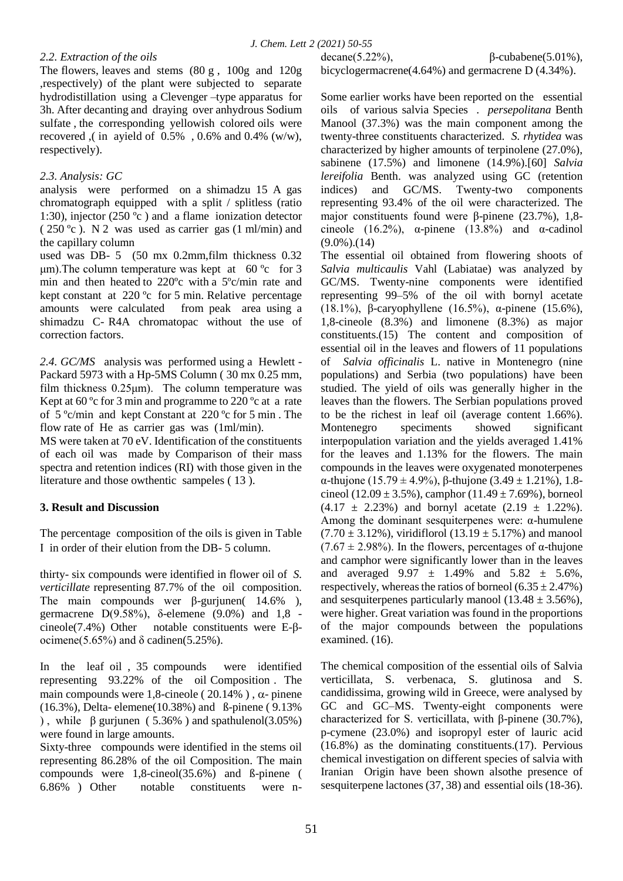*2.2. Extraction of the oils*

The flowers, leaves and stems (80 g , 100g and 120g ,respectively) of the plant were subjected to separate hydrodistillation using a Clevenger –type apparatus for 3h. After decanting and draying over anhydrous Sodium sulfate , the corresponding yellowish colored oils were recovered ,( in ayield of 0.5% , 0.6% and 0.4% (w/w), respectively).

*2.3. Analysis: GC*

analysis were performed on a shimadzu 15 A gas chromatograph equipped with a split / splitless (ratio 1:30), injector (250 ºc ) and a flame ionization detector ( 250 ºc ). N 2 was used as carrier gas (1 ml/min) and the capillary column

used was DB- 5 (50 m x 0.2mm,film thickness 0.32 μm).The column temperature was kept at 60 ºc for 3 min and then heated to 220ºc with a 5ºc/min rate and kept constant at 220 ºc for 5 min. Relative percentage amounts were calculated from peak area using a shimadzu C- R4A chromatopac without the use of correction factors.

*2.4. GC/MS* analysis was performed using a Hewlett - Packard 5973 with a Hp-5MS Column ( 30 m x 0.25 mm, film thickness 0.25μm). The column temperature was Kept at 60 ºc for 3 min and programme to 220 ºc at a rate of 5 ºc/min and kept Constant at 220 ºc for 5 min . The flow rate of He as carrier gas was (1ml/min).

MS were taken at 70 eV. Identification of the constituents of each oil was made by Comparison of their mass spectra and retention indices (RI) with those given in the literature and those owthentic sampeles ( 13 ).

## 3. Result and Discussion

The percentage composition of the oils is given in Table I in order of their elution from the DB- 5 column.

thirty- six compounds were identified in flower oil of *S. verticillate* representing 87.7% of the oil composition. The main compounds wer β-gurjunen( 14.6% ), germacrene D(9.58%), δ-elemene (9.0%) and 1,8 - cineole(7.4%) Other notable constituents were E-β-ocimene(5.65%) and δ cadinen(5.25%).

In the leaf oil , 35 compounds were identified representing 93.22% of the oil Composition . The main compounds were 1,8-cineole ( 20.14% ) , α- pinene (16.3%), Delta- elemene(10.38%) and ß-pinene ( 9.13% ) , while β gurjunen ( 5.36% ) and spathulenol(3.05%) were found in large amounts.

Sixty-three compounds were identified in the stems oil representing 86.28% of the oil Composition. The main compounds were 1,8-cineol(35.6%) and ß-pinene ( 6.86% ) Other notable constituents were n-decane(5.22%), β-cubabene(5.01%), bicyclogermacrene(4.64%) and germacrene D (4.34%).

Some earlier works have been reported on the essential oils of various salvia Species . *persepolitana* Benth Manool (37.3%) was the main component among the twenty-three constituents characterized. *S. rhytidea* was characterized by higher amounts of terpinolene (27.0%), sabinene (17.5%) and limonene (14.9%).[60] *Salvia lereifolia* Benth. was analyzed using GC (retention indices) and GC/MS. Twenty-two components representing 93.4% of the oil were characterized. The major constituents found were β-pinene (23.7%), 1,8-cineole (16.2%), α-pinene (13.8%) and α-cadinol (9.0%).(14)

The essential oil obtained from flowering shoots of *Salvia multicaulis* Vahl (Labiatae) was analyzed by GC/MS. Twenty-nine components were identified representing 99–5% of the oil with bornyl acetate (18.1%), β-caryophyllene (16.5%), α-pinene (15.6%), 1,8-cineole (8.3%) and limonene (8.3%) as major constituents.(15) The content and composition of essential oil in the leaves and flowers of 11 populations of *Salvia officinalis* L. native in Montenegro (nine populations) and Serbia (two populations) have been studied. The yield of oils was generally higher in the leaves than the flowers. The Serbian populations proved to be the richest in leaf oil (average content 1.66%). Montenegro speciments showed significant interpopulation variation and the yields averaged 1.41% for the leaves and 1.13% for the flowers. The main compounds in the leaves were oxygenated monoterpenes α-thujone (15.79 ± 4.9%), β-thujone (3.49 ± 1.21%), 1,8-cineol (12.09 ± 3.5%), camphor (11.49 ± 7.69%), borneol (4.17 ± 2.23%) and bornyl acetate (2.19 ± 1.22%). Among the dominant sesquiterpenes were: α-humulene (7.70 ± 3.12%), viridiflorol (13.19 ± 5.17%) and manool (7.67 ± 2.98%). In the flowers, percentages of α-thujone and camphor were significantly lower than in the leaves and averaged 9.97 ± 1.49% and 5.82 ± 5.6%, respectively, whereas the ratios of borneol (6.35 ± 2.47%) and sesquiterpenes particularly manool (13.48 ± 3.56%), were higher. Great variation was found in the proportions of the major compounds between the populations examined. (16).

The chemical composition of the essential oils of Salvia verticillata, S. verbenaca, S. glutinosa and S. candidissima, growing wild in Greece, were analysed by GC and GC–MS. Twenty-eight components were characterized for S. verticillata, with β-pinene (30.7%), p-cymene (23.0%) and isopropyl ester of lauric acid (16.8%) as the dominating constituents.(17). Pervious chemical investigation on different species of salvia with Iranian Origin have been shown alsothe presence of sesquiterpene lactones (37, 38) and essential oils (18-36).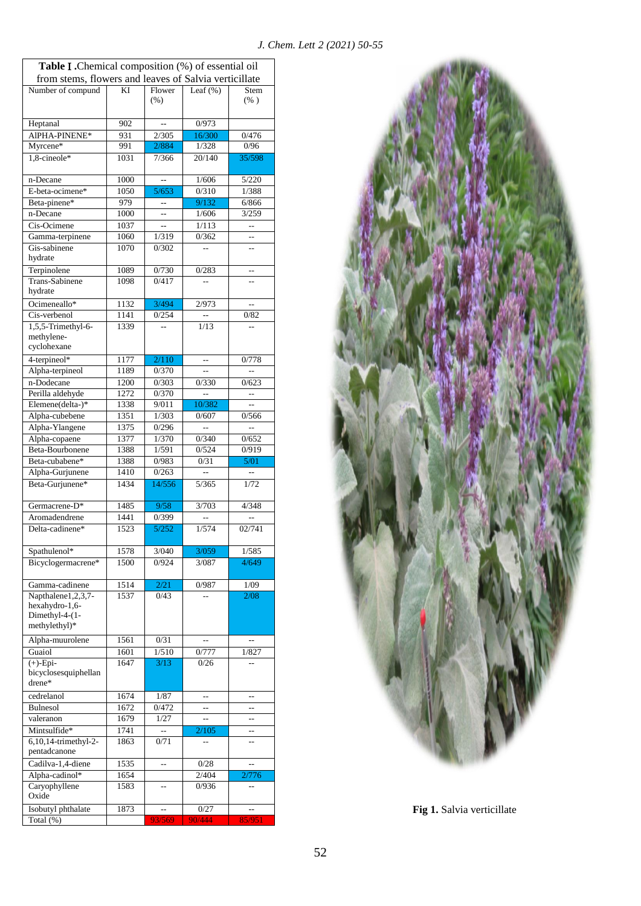| **Table I** .Chemical composition (%) of essential oil from stems, flowers and leaves of Salvia verticillate | | | | |
|---|---|---|---|---|
| Number of compound | KI | Flower (%) | Leaf (%) | Stem (% ) |
| Heptanal | 902 | -- | 0/973 | |
| AlPHA-PINENE* | 931 | 2/305 | 16/300 | 0/476 |
| Myrcene* | 991 | 2/884 | 1/328 | 0/96 |
| 1,8-cineole* | 1031 | 7/366 | 20/140 | 35/598 |
| n-Decane | 1000 | -- | 1/606 | 5/220 |
| E-beta-ocimene* | 1050 | 5/653 | 0/310 | 1/388 |
| Beta-pinene* | 979 | -- | 9/132 | 6/866 |
| n-Decane | 1000 | -- | 1/606 | 3/259 |
| Cis-Ocimene | 1037 | -- | 1/113 | -- |
| Gamma-terpinene | 1060 | 1/319 | 0/362 | -- |
| Gis-sabinene hydrate | 1070 | 0/302 | -- | -- |
| Terpinolene | 1089 | 0/730 | 0/283 | -- |
| Trans-Sabinene hydrate | 1098 | 0/417 | -- | -- |
| Ocimeneallo* | 1132 | 3/494 | 2/973 | -- |
| Cis-verbenol | 1141 | 0/254 | -- | 0/82 |
| 1,5,5-Trimethyl-6-methylene-cyclohexane | 1339 | -- | 1/13 | -- |
| 4-terpineol* | 1177 | 2/110 | -- | 0/778 |
| Alpha-terpineol | 1189 | 0/370 | -- | -- |
| n-Dodecane | 1200 | 0/303 | 0/330 | 0/623 |
| Perilla aldehyde | 1272 | 0/370 | -- | -- |
| Elemene(delta-)* | 1338 | 9/011 | 10/382 | -- |
| Alpha-cubebene | 1351 | 1/303 | 0/607 | 0/566 |
| Alpha-Ylangene | 1375 | 0/296 | -- | -- |
| Alpha-copaene | 1377 | 1/370 | 0/340 | 0/652 |
| Beta-Bourbonene | 1388 | 1/591 | 0/524 | 0/919 |
| Beta-cubabene* | 1388 | 0/983 | 0/31 | 5/01 |
| Alpha-Gurjunene | 1410 | 0/263 | -- | -- |
| Beta-Gurjunene* | 1434 | 14/556 | 5/365 | 1/72 |
| Germacrene-D* | 1485 | 9/58 | 3/703 | 4/348 |
| Aromadendrene | 1441 | 0/399 | -- | -- |
| Delta-cadinene* | 1523 | 5/252 | 1/574 | 02/741 |
| Spathulenol* | 1578 | 3/040 | 3/059 | 1/585 |
| Bicyclogermacrene* | 1500 | 0/924 | 3/087 | 4/649 |
| Gamma-cadinene | 1514 | 2/21 | 0/987 | 1/09 |
| Napthalene1,2,3,7-hexahydro-1,6-Dimethyl-4-(1-methylethyl)* | 1537 | 0/43 | -- | 2/08 |
| Alpha-muurolene | 1561 | 0/31 | -- | -- |
| Guaiol | 1601 | 1/510 | 0/777 | 1/827 |
| (+)-Epi-bicyclosesquiphellandrene* | 1647 | 3/13 | 0/26 | -- |
| cedrelanol | 1674 | 1/87 | -- | -- |
| Bulnesol | 1672 | 0/472 | -- | -- |
| valeranon | 1679 | 1/27 | -- | -- |
| Mintsulfide* | 1741 | -- | 2/105 | -- |
| 6,10,14-trimethyl-2-pentadcanone | 1863 | 0/71 | -- | -- |
| Cadilva-1,4-diene | 1535 | -- | 0/28 | -- |
| Alpha-cadinol* | 1654 | | 2/404 | 2/776 |
| Caryophyllene Oxide | 1583 | -- | 0/936 | -- |
| Isobutyl phthalate | 1873 | -- | 0/27 | -- |
| Total (%) | | 93/569 | 90/444 | 85/951 |

**Fig 1.** Salvia verticillate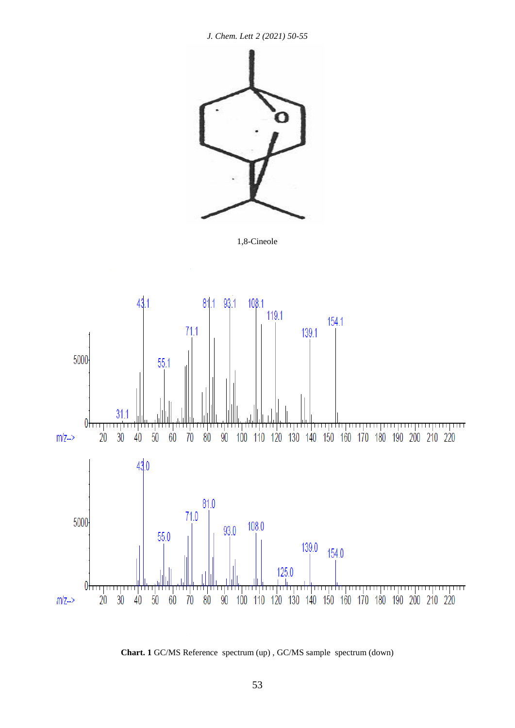1,8-Cineole

**Chart. 1** GC/MS Reference spectrum (up) , GC/MS sample spectrum (down)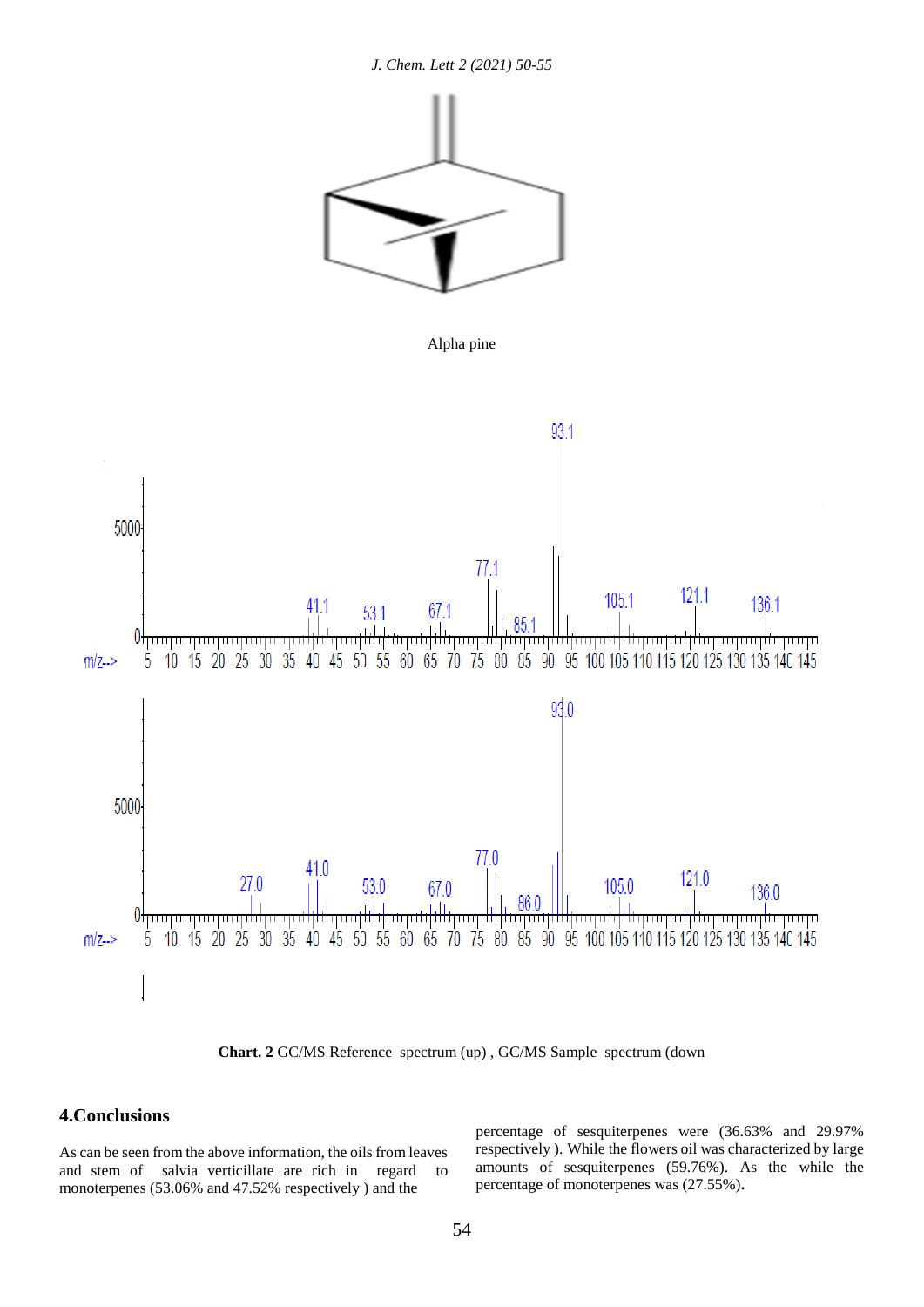Alpha pine

Chart. 2 GC/MS Reference spectrum (up) , GC/MS Sample spectrum (down

## 4.Conclusions

As can be seen from the above information, the oils from leaves and stem of salvia verticillate are rich in regard to monoterpenes (53.06% and 47.52% respectively ) and the percentage of sesquiterpenes were (36.63% and 29.97% respectively ). While the flowers oil was characterized by large amounts of sesquiterpenes (59.76%). As the while the percentage of monoterpenes was (27.55%)**.**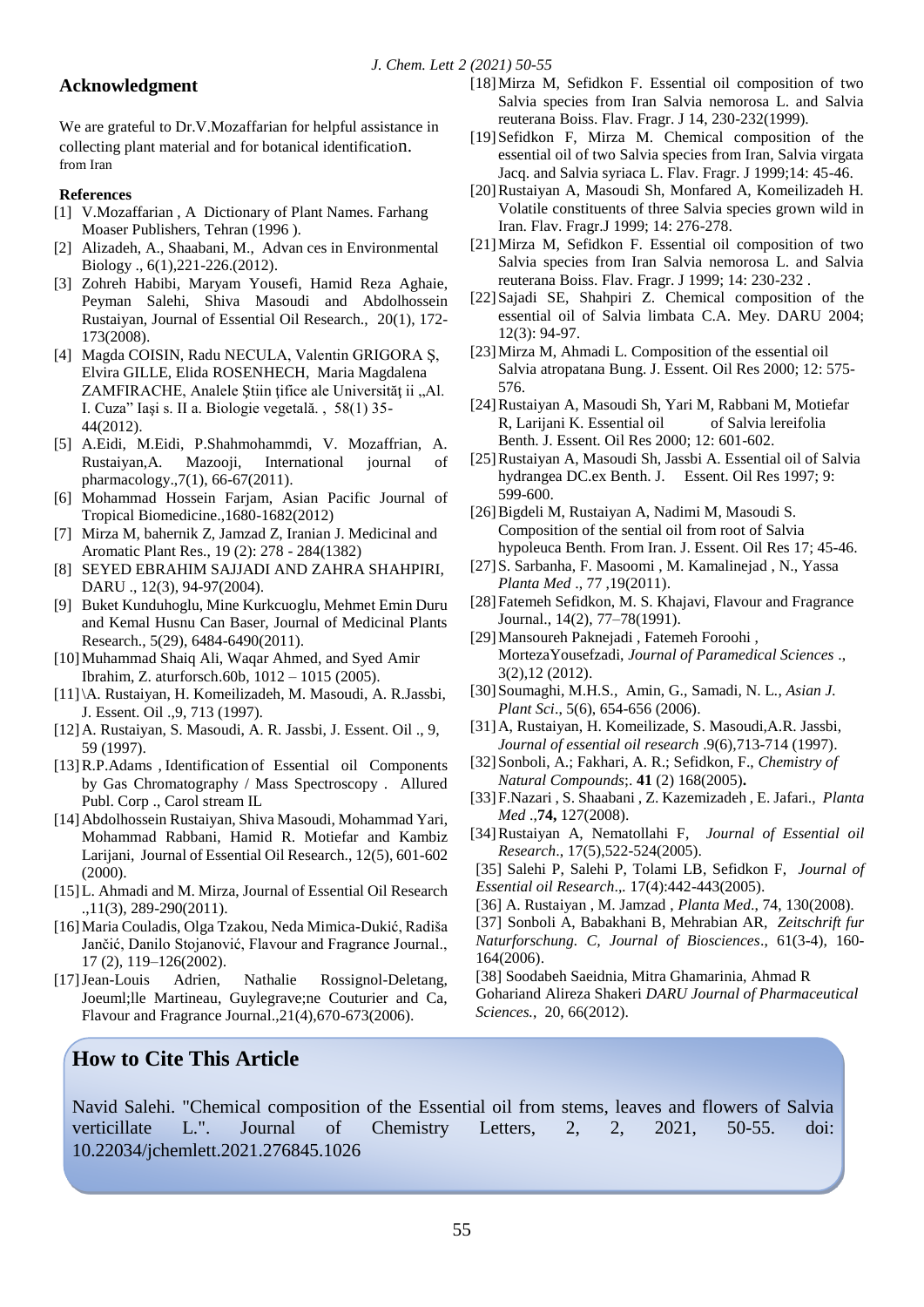## Acknowledgment

We are grateful to Dr.V.Mozaffarian for helpful assistance in collecting plant material and for botanical identification. from Iran

**References**

[1] V.Mozaffarian , A Dictionary of Plant Names. Farhang Moaser Publishers, Tehran (1996 ).

[2] Alizadeh, A., Shaabani, M., Advan ces in Environmental Biology ., 6(1),221-226.(2012).

[3] Zohreh Habibi, Maryam Yousefi, Hamid Reza Aghaie, Peyman Salehi, Shiva Masoudi and Abdolhossein Rustaiyan, Journal of Essential Oil Research., 20(1), 172-173(2008).

[4] Magda COISIN, Radu NECULA, Valentin GRIGORA Ș, Elvira GILLE, Elida ROSENHECH, Maria Magdalena ZAMFIRACHE, Analele Ştiin ţifice ale Universităţ ii „Al. I. Cuza" Iaşi s. II a. Biologie vegetală. , 58(1) 35-44(2012).

[5] A.Eidi, M.Eidi, P.Shahmohammdi, V. Mozaffrian, A. Rustaiyan,A. Mazooji, International journal of pharmacology.,7(1), 66-67(2011).

[6] Mohammad Hossein Farjam, Asian Pacific Journal of Tropical Biomedicine.,1680-1682(2012)

[7] Mirza M, bahernik Z, Jamzad Z, Iranian J. Medicinal and Aromatic Plant Res., 19 (2): 278 - 284(1382)

[8] SEYED EBRAHIM SAJJADI AND ZAHRA SHAHPIRI, DARU ., 12(3), 94-97(2004).

[9] Buket Kunduhoglu, Mine Kurkcuoglu, Mehmet Emin Duru and Kemal Husnu Can Baser, Journal of Medicinal Plants Research., 5(29), 6484-6490(2011).

[10] Muhammad Shaiq Ali, Waqar Ahmed, and Syed Amir Ibrahim, Z. aturforsch.60b, 1012 – 1015 (2005).

[11] \A. Rustaiyan, H. Komeilizadeh, M. Masoudi, A. R.Jassbi, J. Essent. Oil .,9, 713 (1997).

[12] A. Rustaiyan, S. Masoudi, A. R. Jassbi, J. Essent. Oil ., 9, 59 (1997).

[13] R.P.Adams , Identification of Essential oil Components by Gas Chromatography / Mass Spectroscopy . Allured Publ. Corp ., Carol stream IL

[14] Abdolhossein Rustaiyan, Shiva Masoudi, Mohammad Yari, Mohammad Rabbani, Hamid R. Motiefar and Kambiz Larijani, Journal of Essential Oil Research., 12(5), 601-602 (2000).

[15] L. Ahmadi and M. Mirza, Journal of Essential Oil Research .,11(3), 289-290(2011).

[16] Maria Couladis, Olga Tzakou, Neda Mimica-Dukić, Radiša Jančić, Danilo Stojanović, Flavour and Fragrance Journal., 17 (2), 119–126(2002).

[17] Jean-Louis Adrien, Nathalie Rossignol-Deletang, Joeuml;lle Martineau, Guylegrave;ne Couturier and Ca, Flavour and Fragrance Journal.,21(4),670-673(2006).

[18] Mirza M, Sefidkon F. Essential oil composition of two Salvia species from Iran Salvia nemorosa L. and Salvia reuterana Boiss. Flav. Fragr. J 14, 230-232(1999).

[19] Sefidkon F, Mirza M. Chemical composition of the essential oil of two Salvia species from Iran, Salvia virgata Jacq. and Salvia syriaca L. Flav. Fragr. J 1999;14: 45-46.

[20] Rustaiyan A, Masoudi Sh, Monfared A, Komeilizadeh H. Volatile constituents of three Salvia species grown wild in Iran. Flav. Fragr.J 1999; 14: 276-278.

[21] Mirza M, Sefidkon F. Essential oil composition of two Salvia species from Iran Salvia nemorosa L. and Salvia reuterana Boiss. Flav. Fragr. J 1999; 14: 230-232 .

[22] Sajadi SE, Shahpiri Z. Chemical composition of the essential oil of Salvia limbata C.A. Mey. DARU 2004; 12(3): 94-97.

[23] Mirza M, Ahmadi L. Composition of the essential oil Salvia atropatana Bung. J. Essent. Oil Res 2000; 12: 575-576.

[24] Rustaiyan A, Masoudi Sh, Yari M, Rabbani M, Motiefar R, Larijani K. Essential oil of Salvia lereifolia Benth. J. Essent. Oil Res 2000; 12: 601-602.

[25] Rustaiyan A, Masoudi Sh, Jassbi A. Essential oil of Salvia hydrangea DC.ex Benth. J. Essent. Oil Res 1997; 9: 599-600.

[26] Bigdeli M, Rustaiyan A, Nadimi M, Masoudi S. Composition of the sential oil from root of Salvia hypoleuca Benth. From Iran. J. Essent. Oil Res 17; 45-46.

[27] S. Sarbanha, F. Masoomi , M. Kamalinejad , N., Yassa *Planta Med* ., 77 ,19(2011).

[28] Fatemeh Sefidkon, M. S. Khajavi, Flavour and Fragrance Journal., 14(2), 77–78(1991).

[29] Mansoureh Paknejadi , Fatemeh Foroohi , MortezaYousefzadi, *Journal of Paramedical Sciences* ., 3(2),12 (2012).

[30] Soumaghi, M.H.S., Amin, G., Samadi, N. L., *Asian J. Plant Sci*., 5(6), 654-656 (2006).

[31] A, Rustaiyan, H. Komeilizade, S. Masoudi,A.R. Jassbi, *Journal of essential oil research* .9(6),713-714 (1997).

[32] Sonboli, A.; Fakhari, A. R.; Sefidkon, F., *Chemistry of Natural Compounds*;. **41** (2) 168(2005)**.**

[33] F.Nazari , S. Shaabani , Z. Kazemizadeh , E. Jafari., *Planta Med* .,**74,** 127(2008).

[34] Rustaiyan A, Nematollahi F, *Journal of Essential oil Research*., 17(5),522-524(2005).

[35] Salehi P, Salehi P, Tolami LB, Sefidkon F, *Journal of Essential oil Research*.,. 17(4):442-443(2005).

[36] A. Rustaiyan , M. Jamzad , *Planta Med*., 74, 130(2008).

[37] Sonboli A, Babakhani B, Mehrabian AR, *Zeitschrift fur Naturforschung. C, Journal of Biosciences*., 61(3-4), 160-164(2006).

[38] Soodabeh Saeidnia, Mitra Ghamarinia, Ahmad R Gohariand Alireza Shakeri *DARU Journal of Pharmaceutical Sciences.*, 20, 66(2012).

## How to Cite This Article

Navid Salehi. "Chemical composition of the Essential oil from stems, leaves and flowers of Salvia verticillate L.". Journal of Chemistry Letters, 2, 2, 2021, 50-55. doi: 10.22034/jchemlett.2021.276845.1026